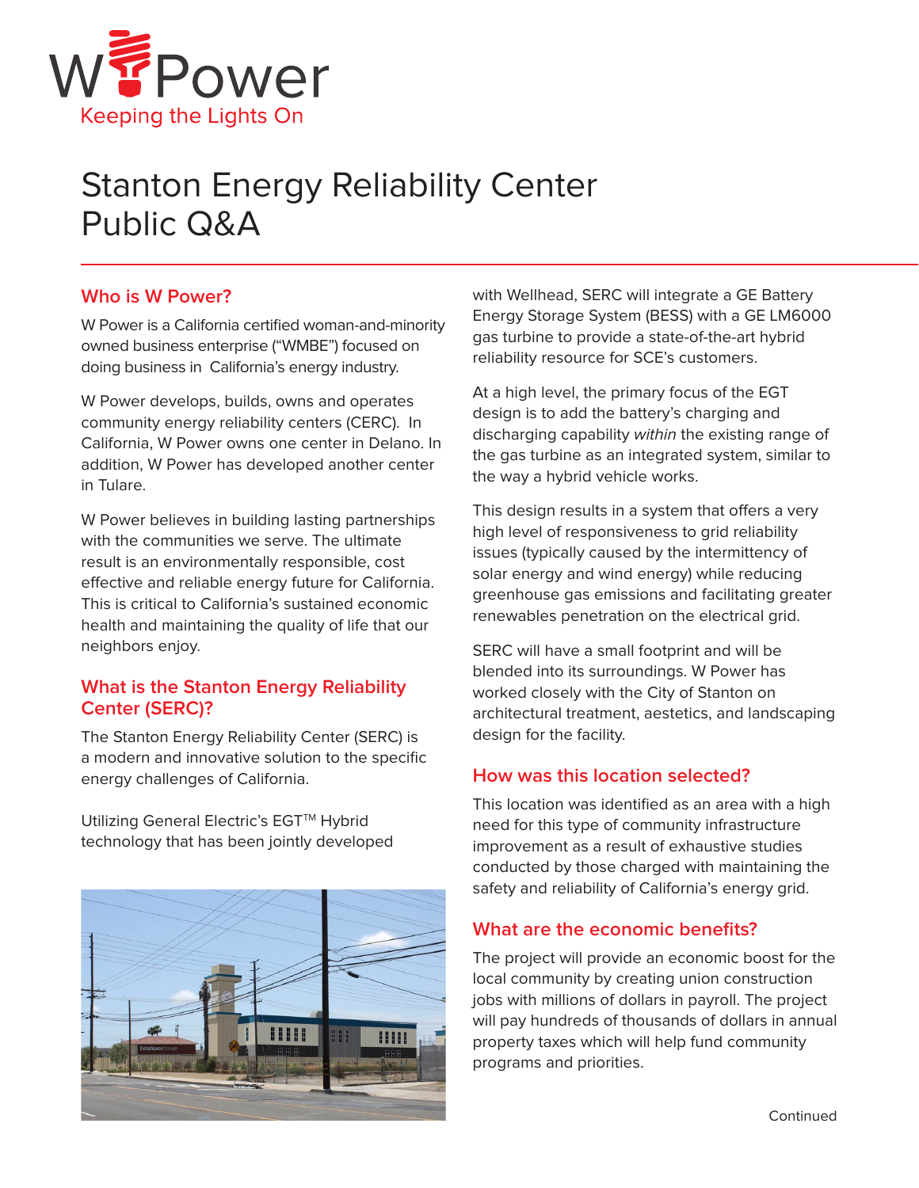W Power
Keeping the Lights On

# Stanton Energy Reliability Center Public Q&A

## Who is W Power?

W Power is a California certified woman-and-minority owned business enterprise ("WMBE") focused on doing business in California's energy industry.

W Power develops, builds, owns and operates community energy reliability centers (CERC). In California, W Power owns one center in Delano. In addition, W Power has developed another center in Tulare.

W Power believes in building lasting partnerships with the communities we serve. The ultimate result is an environmentally responsible, cost effective and reliable energy future for California. This is critical to California's sustained economic health and maintaining the quality of life that our neighbors enjoy.

## What is the Stanton Energy Reliability Center (SERC)?

The Stanton Energy Reliability Center (SERC) is a modern and innovative solution to the specific energy challenges of California.

Utilizing General Electric's EGT™ Hybrid technology that has been jointly developed with Wellhead, SERC will integrate a GE Battery Energy Storage System (BESS) with a GE LM6000 gas turbine to provide a state-of-the-art hybrid reliability resource for SCE's customers.

At a high level, the primary focus of the EGT design is to add the battery's charging and discharging capability *within* the existing range of the gas turbine as an integrated system, similar to the way a hybrid vehicle works.

This design results in a system that offers a very high level of responsiveness to grid reliability issues (typically caused by the intermittency of solar energy and wind energy) while reducing greenhouse gas emissions and facilitating greater renewables penetration on the electrical grid.

SERC will have a small footprint and will be blended into its surroundings. W Power has worked closely with the City of Stanton on architectural treatment, aestetics, and landscaping design for the facility.

## How was this location selected?

This location was identified as an area with a high need for this type of community infrastructure improvement as a result of exhaustive studies conducted by those charged with maintaining the safety and reliability of California's energy grid.

## What are the economic benefits?

The project will provide an economic boost for the local community by creating union construction jobs with millions of dollars in payroll. The project will pay hundreds of thousands of dollars in annual property taxes which will help fund community programs and priorities.

Continued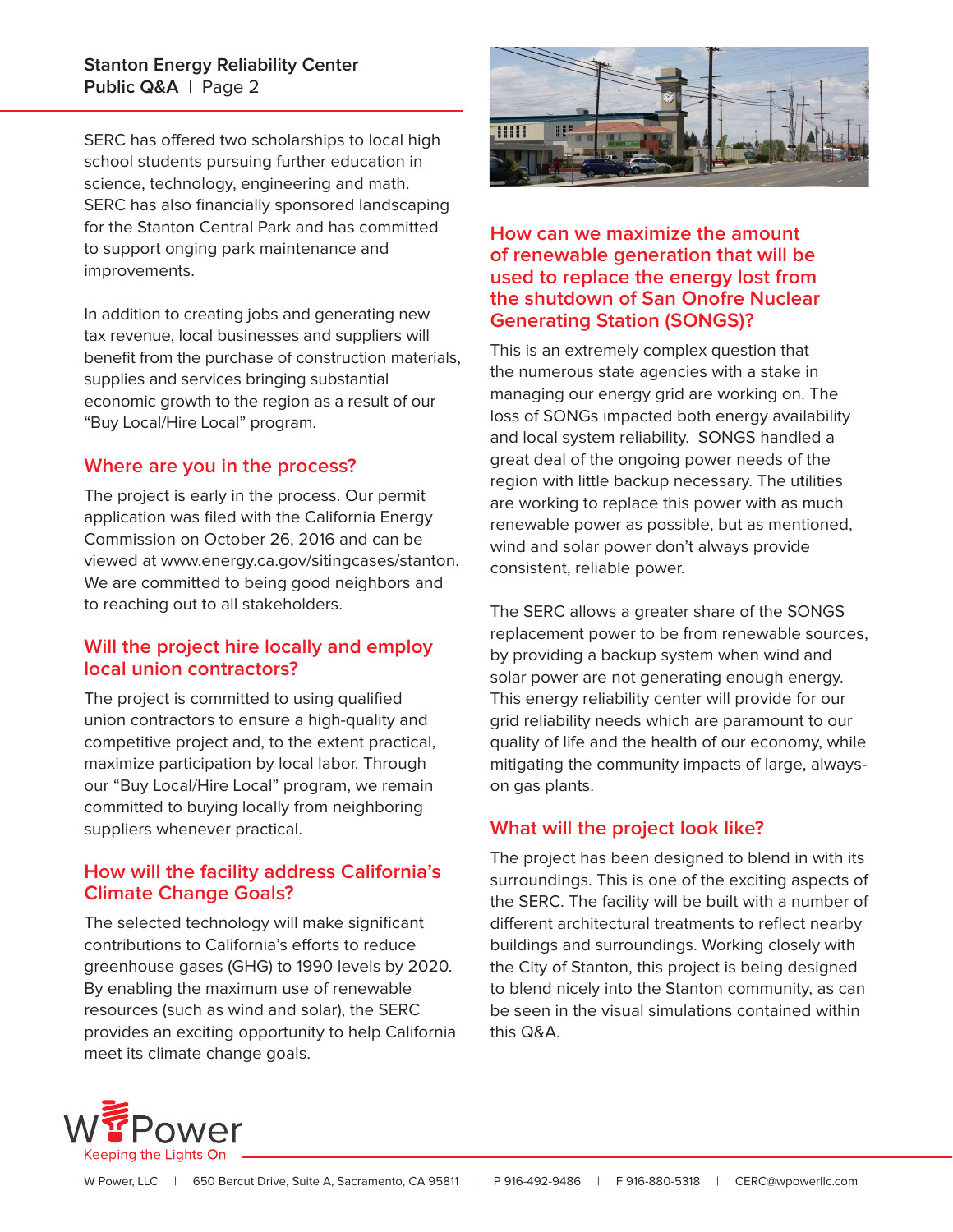SERC has offered two scholarships to local high school students pursuing further education in science, technology, engineering and math. SERC has also financially sponsored landscaping for the Stanton Central Park and has committed to support onging park maintenance and improvements.

In addition to creating jobs and generating new tax revenue, local businesses and suppliers will benefit from the purchase of construction materials, supplies and services bringing substantial economic growth to the region as a result of our "Buy Local/Hire Local" program.

## Where are you in the process?

The project is early in the process. Our permit application was filed with the California Energy Commission on October 26, 2016 and can be viewed at www.energy.ca.gov/sitingcases/stanton. We are committed to being good neighbors and to reaching out to all stakeholders.

## Will the project hire locally and employ local union contractors?

The project is committed to using qualified union contractors to ensure a high-quality and competitive project and, to the extent practical, maximize participation by local labor. Through our "Buy Local/Hire Local" program, we remain committed to buying locally from neighboring suppliers whenever practical.

## How will the facility address California's Climate Change Goals?

The selected technology will make significant contributions to California's efforts to reduce greenhouse gases (GHG) to 1990 levels by 2020. By enabling the maximum use of renewable resources (such as wind and solar), the SERC provides an exciting opportunity to help California meet its climate change goals.

## How can we maximize the amount of renewable generation that will be used to replace the energy lost from the shutdown of San Onofre Nuclear Generating Station (SONGS)?

This is an extremely complex question that the numerous state agencies with a stake in managing our energy grid are working on. The loss of SONGs impacted both energy availability and local system reliability. SONGS handled a great deal of the ongoing power needs of the region with little backup necessary. The utilities are working to replace this power with as much renewable power as possible, but as mentioned, wind and solar power don't always provide consistent, reliable power.

The SERC allows a greater share of the SONGS replacement power to be from renewable sources, by providing a backup system when wind and solar power are not generating enough energy. This energy reliability center will provide for our grid reliability needs which are paramount to our quality of life and the health of our economy, while mitigating the community impacts of large, always-on gas plants.

## What will the project look like?

The project has been designed to blend in with its surroundings. This is one of the exciting aspects of the SERC. The facility will be built with a number of different architectural treatments to reflect nearby buildings and surroundings. Working closely with the City of Stanton, this project is being designed to blend nicely into the Stanton community, as can be seen in the visual simulations contained within this Q&A.

W Power, LLC | 650 Bercut Drive, Suite A, Sacramento, CA 95811 | P 916-492-9486 | F 916-880-5318 | CERC@wpowerllc.com